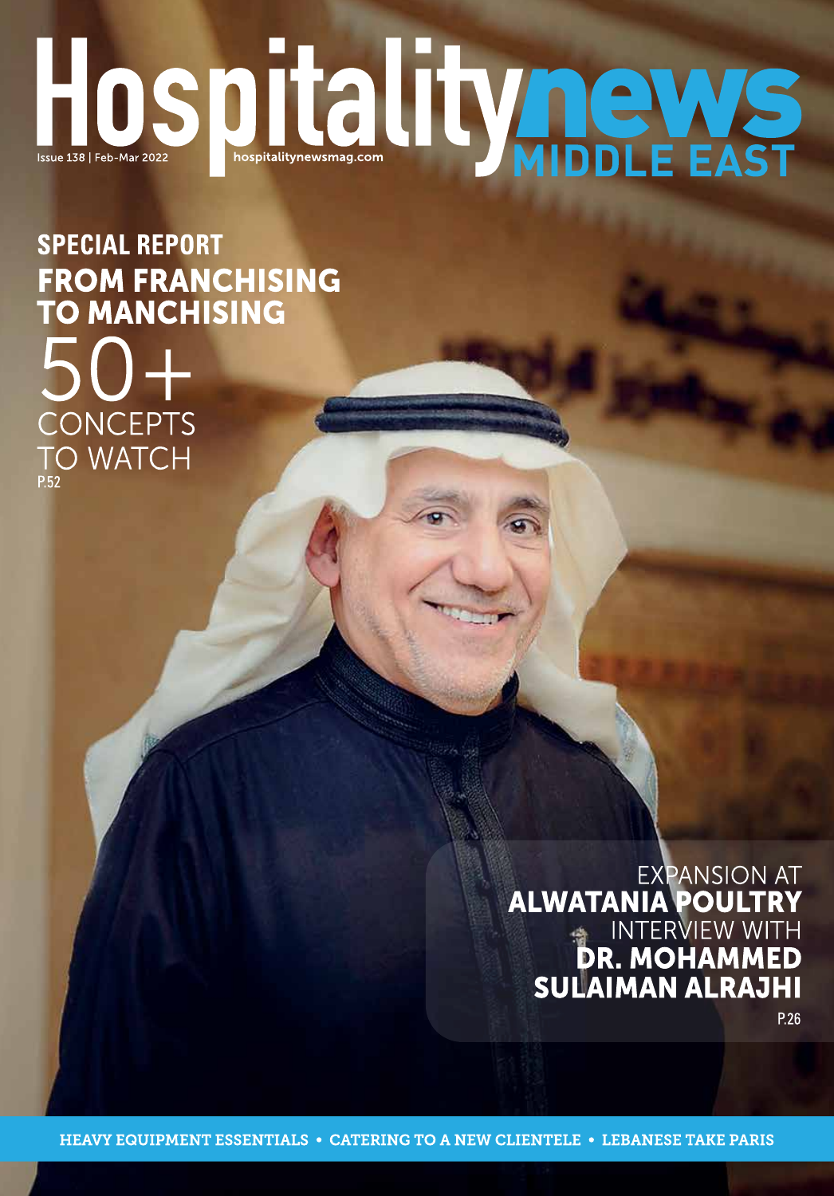# Hospitality news MIDDLE EAST

Issue 138 | Feb-Mar 2022

hospitalitynewsmag.com

## SPECIAL REPORT

## FROM FRANCHISING TO MANCHISING

50+ CONCEPTS TO WATCH

P.52

EXPANSION AT **ALWATANIA POULTRY**

INTERVIEW WITH **DR. MOHAMMED SULAIMAN ALRAJHI**

P.26

**HEAVY EQUIPMENT ESSENTIALS • CATERING TO A NEW CLIENTELE • LEBANESE TAKE PARIS**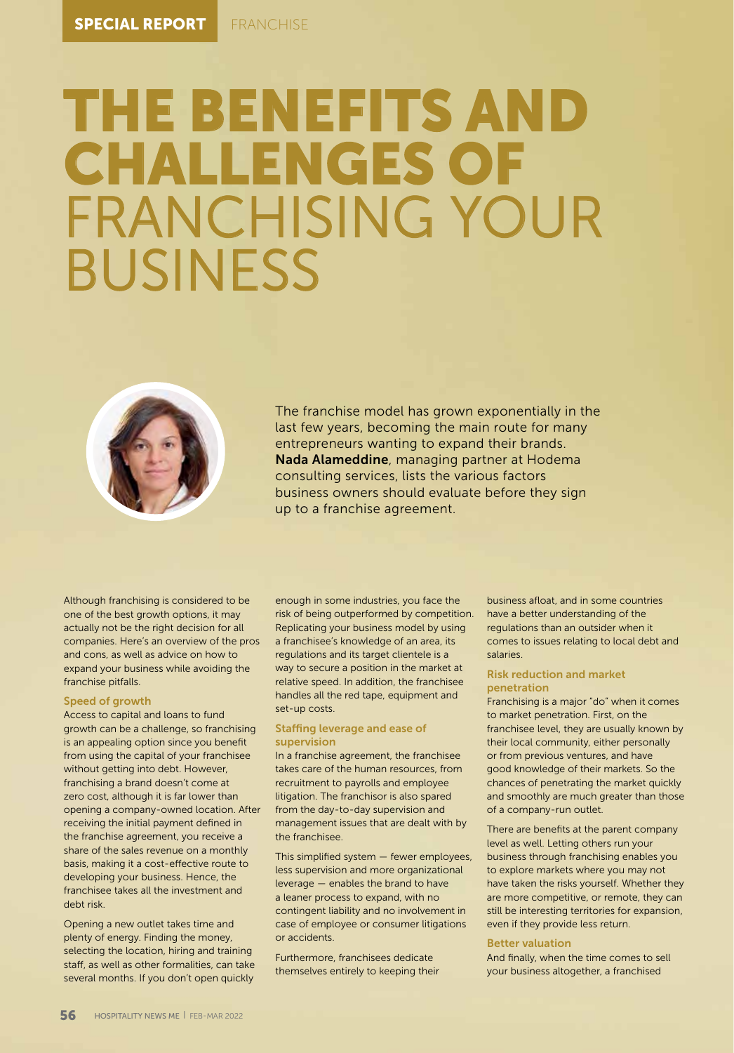# THE BENEFITS AND CHALLENGES OF FRANCHISING YOUR BUSINESS

The franchise model has grown exponentially in the last few years, becoming the main route for many entrepreneurs wanting to expand their brands. **Nada Alameddine**, managing partner at Hodema consulting services, lists the various factors business owners should evaluate before they sign up to a franchise agreement.

Although franchising is considered to be one of the best growth options, it may actually not be the right decision for all companies. Here's an overview of the pros and cons, as well as advice on how to expand your business while avoiding the franchise pitfalls.

### Speed of growth

Access to capital and loans to fund growth can be a challenge, so franchising is an appealing option since you benefit from using the capital of your franchisee without getting into debt. However, franchising a brand doesn't come at zero cost, although it is far lower than opening a company-owned location. After receiving the initial payment defined in the franchise agreement, you receive a share of the sales revenue on a monthly basis, making it a cost-effective route to developing your business. Hence, the franchisee takes all the investment and debt risk.

Opening a new outlet takes time and plenty of energy. Finding the money, selecting the location, hiring and training staff, as well as other formalities, can take several months. If you don't open quickly enough in some industries, you face the risk of being outperformed by competition. Replicating your business model by using a franchisee's knowledge of an area, its regulations and its target clientele is a way to secure a position in the market at relative speed. In addition, the franchisee handles all the red tape, equipment and set-up costs.

### Staffing leverage and ease of supervision

In a franchise agreement, the franchisee takes care of the human resources, from recruitment to payrolls and employee litigation. The franchisor is also spared from the day-to-day supervision and management issues that are dealt with by the franchisee.

This simplified system — fewer employees, less supervision and more organizational leverage — enables the brand to have a leaner process to expand, with no contingent liability and no involvement in case of employee or consumer litigations or accidents.

Furthermore, franchisees dedicate themselves entirely to keeping their business afloat, and in some countries have a better understanding of the regulations than an outsider when it comes to issues relating to local debt and salaries.

### Risk reduction and market penetration

Franchising is a major "do" when it comes to market penetration. First, on the franchisee level, they are usually known by their local community, either personally or from previous ventures, and have good knowledge of their markets. So the chances of penetrating the market quickly and smoothly are much greater than those of a company-run outlet.

There are benefits at the parent company level as well. Letting others run your business through franchising enables you to explore markets where you may not have taken the risks yourself. Whether they are more competitive, or remote, they can still be interesting territories for expansion, even if they provide less return.

### Better valuation

And finally, when the time comes to sell your business altogether, a franchised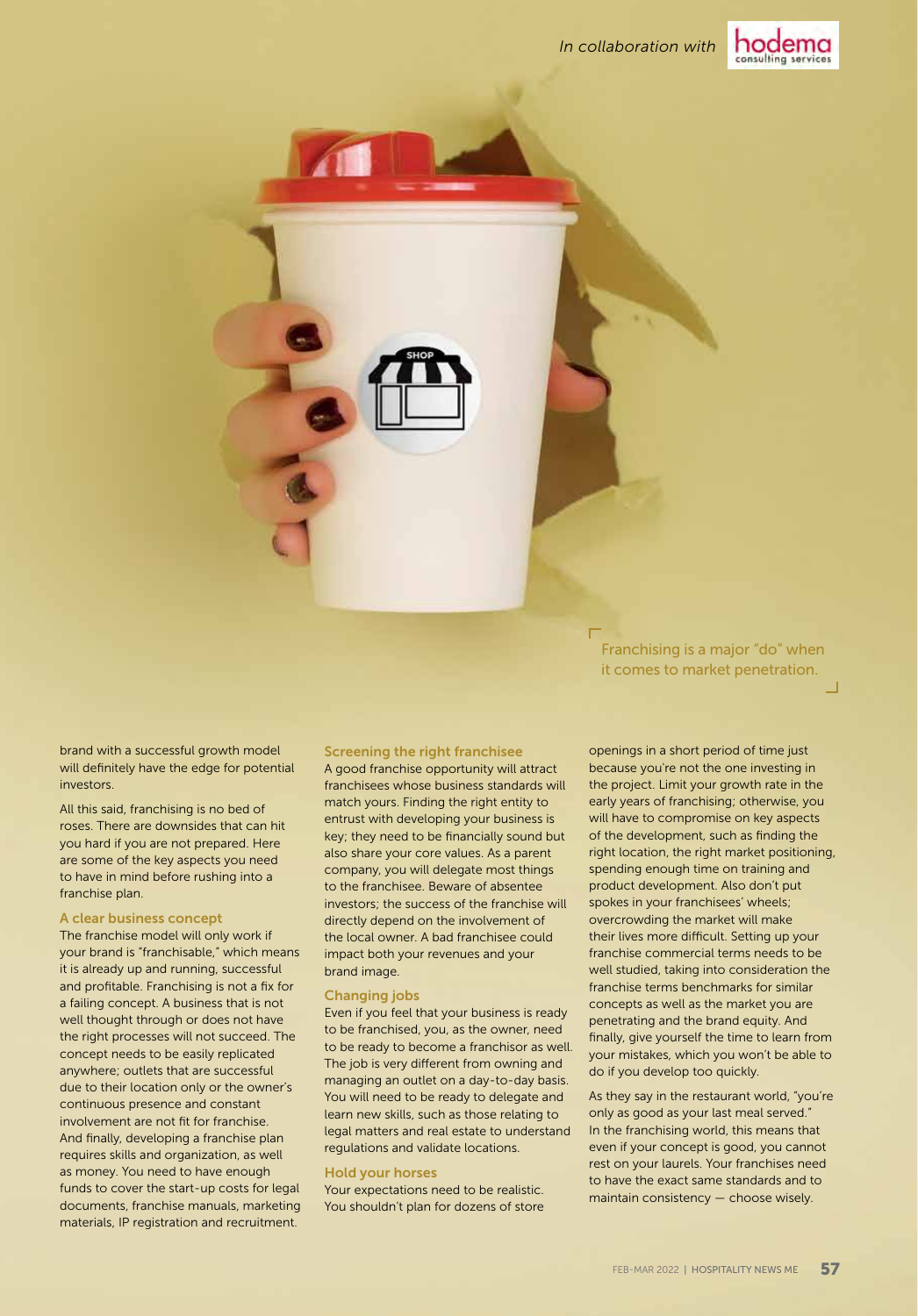Franchising is a major "do" when it comes to market penetration.

brand with a successful growth model will definitely have the edge for potential investors.

All this said, franchising is no bed of roses. There are downsides that can hit you hard if you are not prepared. Here are some of the key aspects you need to have in mind before rushing into a franchise plan.

### A clear business concept

The franchise model will only work if your brand is "franchisable," which means it is already up and running, successful and profitable. Franchising is not a fix for a failing concept. A business that is not well thought through or does not have the right processes will not succeed. The concept needs to be easily replicated anywhere; outlets that are successful due to their location only or the owner's continuous presence and constant involvement are not fit for franchise. And finally, developing a franchise plan requires skills and organization, as well as money. You need to have enough funds to cover the start-up costs for legal documents, franchise manuals, marketing materials, IP registration and recruitment.

### Screening the right franchisee

A good franchise opportunity will attract franchisees whose business standards will match yours. Finding the right entity to entrust with developing your business is key; they need to be financially sound but also share your core values. As a parent company, you will delegate most things to the franchisee. Beware of absentee investors; the success of the franchise will directly depend on the involvement of the local owner. A bad franchisee could impact both your revenues and your brand image.

### Changing jobs

Even if you feel that your business is ready to be franchised, you, as the owner, need to be ready to become a franchisor as well. The job is very different from owning and managing an outlet on a day-to-day basis. You will need to be ready to delegate and learn new skills, such as those relating to legal matters and real estate to understand regulations and validate locations.

### Hold your horses

Your expectations need to be realistic. You shouldn't plan for dozens of store openings in a short period of time just because you're not the one investing in the project. Limit your growth rate in the early years of franchising; otherwise, you will have to compromise on key aspects of the development, such as finding the right location, the right market positioning, spending enough time on training and product development. Also don't put spokes in your franchisees' wheels; overcrowding the market will make their lives more difficult. Setting up your franchise commercial terms needs to be well studied, taking into consideration the franchise terms benchmarks for similar concepts as well as the market you are penetrating and the brand equity. And finally, give yourself the time to learn from your mistakes, which you won't be able to do if you develop too quickly.

As they say in the restaurant world, "you're only as good as your last meal served." In the franchising world, this means that even if your concept is good, you cannot rest on your laurels. Your franchises need to have the exact same standards and to maintain consistency — choose wisely.